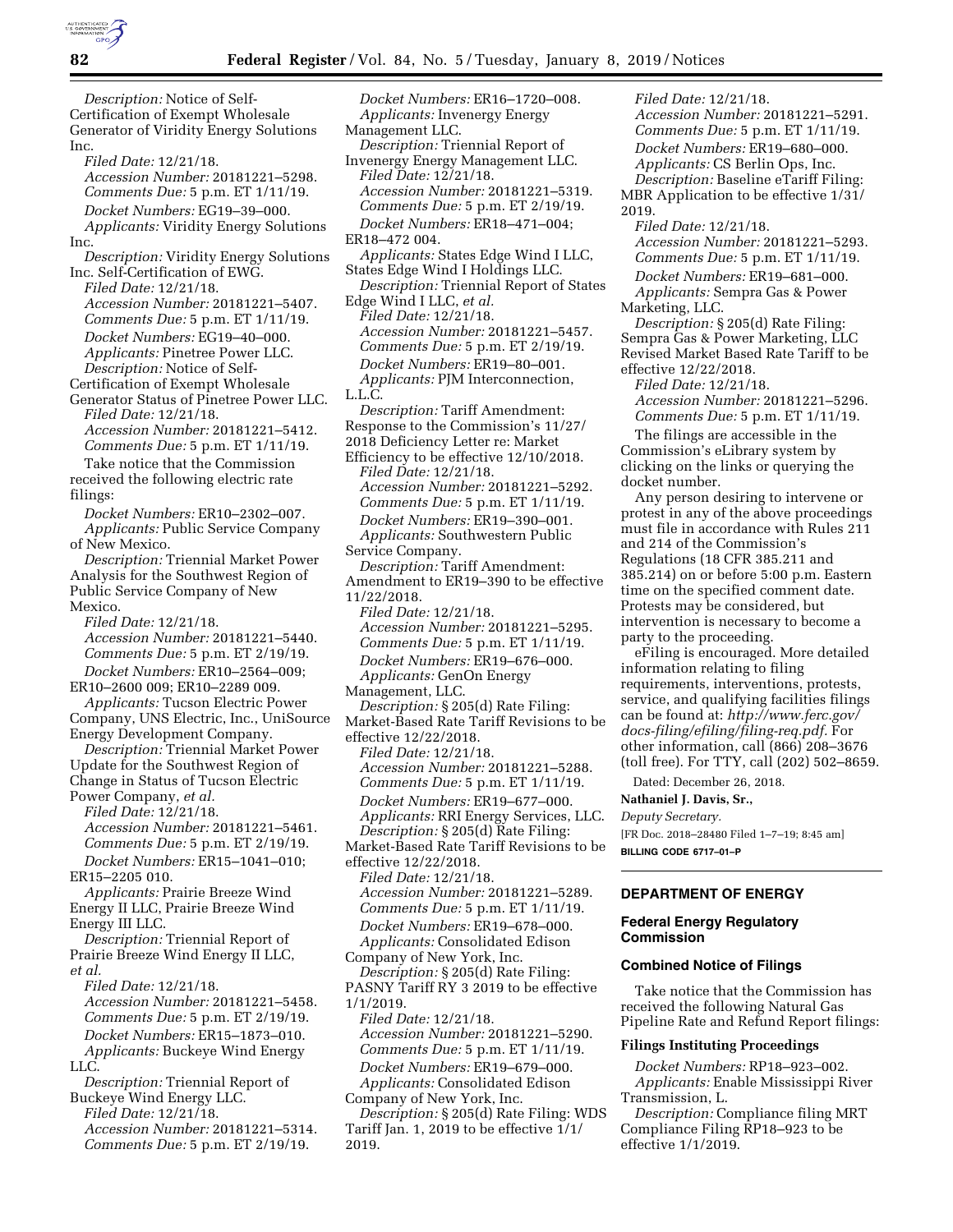*Description:* Notice of Self-Certification of Exempt Wholesale Generator of Viridity Energy Solutions Inc.

*Filed Date:* 12/21/18.

*Accession Number:* 20181221–5298.

*Comments Due:* 5 p.m. ET 1/11/19.

*Docket Numbers:* EG19–39–000.

*Applicants:* Viridity Energy Solutions Inc.

*Description:* Viridity Energy Solutions Inc. Self-Certification of EWG.

*Filed Date:* 12/21/18.

*Accession Number:* 20181221–5407.

*Comments Due:* 5 p.m. ET 1/11/19.

*Docket Numbers:* EG19–40–000.

*Applicants:* Pinetree Power LLC.

*Description:* Notice of Self-Certification of Exempt Wholesale Generator Status of Pinetree Power LLC.

*Filed Date:* 12/21/18.

*Accession Number:* 20181221–5412.

*Comments Due:* 5 p.m. ET 1/11/19.

Take notice that the Commission received the following electric rate filings:

*Docket Numbers:* ER10–2302–007.

*Applicants:* Public Service Company of New Mexico.

*Description:* Triennial Market Power Analysis for the Southwest Region of Public Service Company of New Mexico.

*Filed Date:* 12/21/18.

*Accession Number:* 20181221–5440.

*Comments Due:* 5 p.m. ET 2/19/19.

*Docket Numbers:* ER10–2564–009; ER10–2600 009; ER10–2289 009.

*Applicants:* Tucson Electric Power Company, UNS Electric, Inc., UniSource Energy Development Company.

*Description:* Triennial Market Power Update for the Southwest Region of Change in Status of Tucson Electric Power Company, *et al.*

*Filed Date:* 12/21/18.

*Accession Number:* 20181221–5461.

*Comments Due:* 5 p.m. ET 2/19/19.

*Docket Numbers:* ER15–1041–010; ER15–2205 010.

*Applicants:* Prairie Breeze Wind Energy II LLC, Prairie Breeze Wind Energy III LLC.

*Description:* Triennial Report of Prairie Breeze Wind Energy II LLC, *et al.*

*Filed Date:* 12/21/18.

*Accession Number:* 20181221–5458.

*Comments Due:* 5 p.m. ET 2/19/19.

*Docket Numbers:* ER15–1873–010.

*Applicants:* Buckeye Wind Energy LLC.

*Description:* Triennial Report of Buckeye Wind Energy LLC.

*Filed Date:* 12/21/18.

*Accession Number:* 20181221–5314.

*Comments Due:* 5 p.m. ET 2/19/19.

*Docket Numbers:* ER16–1720–008.

*Applicants:* Invenergy Energy Management LLC.

*Description:* Triennial Report of Invenergy Energy Management LLC.

*Filed Date:* 12/21/18.

*Accession Number:* 20181221–5319.

*Comments Due:* 5 p.m. ET 2/19/19.

*Docket Numbers:* ER18–471–004; ER18–472 004.

*Applicants:* States Edge Wind I LLC, States Edge Wind I Holdings LLC.

*Description:* Triennial Report of States Edge Wind I LLC, *et al.*

*Filed Date:* 12/21/18.

*Accession Number:* 20181221–5457.

*Comments Due:* 5 p.m. ET 2/19/19.

*Docket Numbers:* ER19–80–001.

*Applicants:* PJM Interconnection, L.L.C.

*Description:* Tariff Amendment: Response to the Commission's 11/27/2018 Deficiency Letter re: Market Efficiency to be effective 12/10/2018.

*Filed Date:* 12/21/18.

*Accession Number:* 20181221–5292.

*Comments Due:* 5 p.m. ET 1/11/19.

*Docket Numbers:* ER19–390–001.

*Applicants:* Southwestern Public Service Company.

*Description:* Tariff Amendment: Amendment to ER19–390 to be effective 11/22/2018.

*Filed Date:* 12/21/18.

*Accession Number:* 20181221–5295.

*Comments Due:* 5 p.m. ET 1/11/19.

*Docket Numbers:* ER19–676–000.

*Applicants:* GenOn Energy Management, LLC.

*Description:* § 205(d) Rate Filing: Market-Based Rate Tariff Revisions to be effective 12/22/2018.

*Filed Date:* 12/21/18.

*Accession Number:* 20181221–5288.

*Comments Due:* 5 p.m. ET 1/11/19.

*Docket Numbers:* ER19–677–000.

*Applicants:* RRI Energy Services, LLC.

*Description:* § 205(d) Rate Filing: Market-Based Rate Tariff Revisions to be effective 12/22/2018.

*Filed Date:* 12/21/18.

*Accession Number:* 20181221–5289.

*Comments Due:* 5 p.m. ET 1/11/19.

*Docket Numbers:* ER19–678–000.

*Applicants:* Consolidated Edison Company of New York, Inc.

*Description:* § 205(d) Rate Filing: PASNY Tariff RY 3 2019 to be effective 1/1/2019.

*Filed Date:* 12/21/18.

*Accession Number:* 20181221–5290.

*Comments Due:* 5 p.m. ET 1/11/19.

*Docket Numbers:* ER19–679–000.

*Applicants:* Consolidated Edison Company of New York, Inc.

*Description:* § 205(d) Rate Filing: WDS Tariff Jan. 1, 2019 to be effective 1/1/2019.

*Filed Date:* 12/21/18.

*Accession Number:* 20181221–5291.

*Comments Due:* 5 p.m. ET 1/11/19.

*Docket Numbers:* ER19–680–000.

*Applicants:* CS Berlin Ops, Inc.

*Description:* Baseline eTariff Filing: MBR Application to be effective 1/31/2019.

*Filed Date:* 12/21/18.

*Accession Number:* 20181221–5293.

*Comments Due:* 5 p.m. ET 1/11/19.

*Docket Numbers:* ER19–681–000.

*Applicants:* Sempra Gas & Power Marketing, LLC.

*Description:* § 205(d) Rate Filing: Sempra Gas & Power Marketing, LLC Revised Market Based Rate Tariff to be effective 12/22/2018.

*Filed Date:* 12/21/18.

*Accession Number:* 20181221–5296.

*Comments Due:* 5 p.m. ET 1/11/19.

The filings are accessible in the Commission's eLibrary system by clicking on the links or querying the docket number.

Any person desiring to intervene or protest in any of the above proceedings must file in accordance with Rules 211 and 214 of the Commission's Regulations (18 CFR 385.211 and 385.214) on or before 5:00 p.m. Eastern time on the specified comment date. Protests may be considered, but intervention is necessary to become a party to the proceeding.

eFiling is encouraged. More detailed information relating to filing requirements, interventions, protests, service, and qualifying facilities filings can be found at: *http://www.ferc.gov/docs-filing/efiling/filing-req.pdf.* For other information, call (866) 208–3676 (toll free). For TTY, call (202) 502–8659.

Dated: December 26, 2018.

**Nathaniel J. Davis, Sr.,**

*Deputy Secretary.*

[FR Doc. 2018–28480 Filed 1–7–19; 8:45 am]

**BILLING CODE 6717–01–P**

---

## DEPARTMENT OF ENERGY

### Federal Energy Regulatory Commission

### Combined Notice of Filings

Take notice that the Commission has received the following Natural Gas Pipeline Rate and Refund Report filings:

#### Filings Instituting Proceedings

*Docket Numbers:* RP18–923–002.

*Applicants:* Enable Mississippi River Transmission, L.

*Description:* Compliance filing MRT Compliance Filing RP18–923 to be effective 1/1/2019.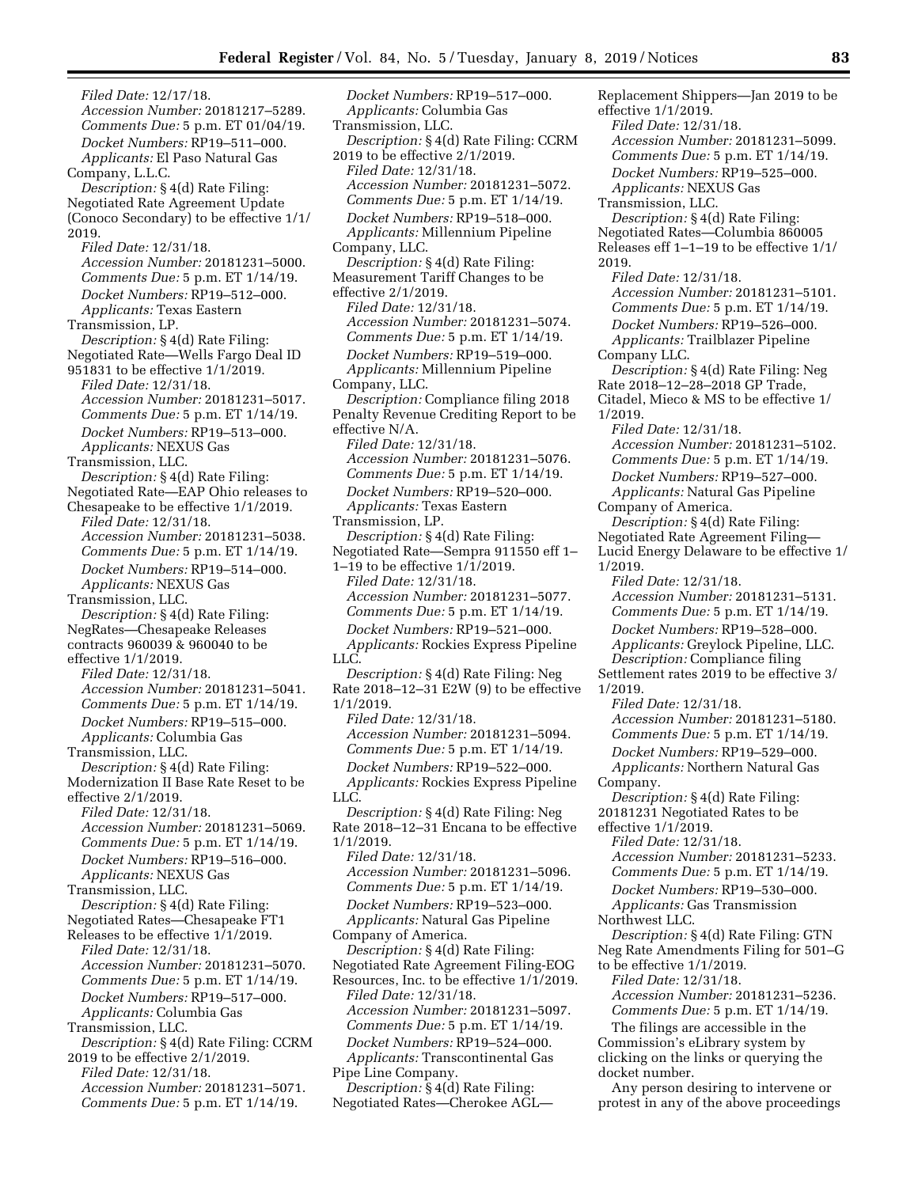*Filed Date:* 12/17/18.

*Accession Number:* 20181217–5289.

*Comments Due:* 5 p.m. ET 01/04/19.

*Docket Numbers:* RP19–511–000.

*Applicants:* El Paso Natural Gas Company, L.L.C.

*Description:* § 4(d) Rate Filing: Negotiated Rate Agreement Update (Conoco Secondary) to be effective 1/1/2019.

*Filed Date:* 12/31/18.

*Accession Number:* 20181231–5000.

*Comments Due:* 5 p.m. ET 1/14/19.

*Docket Numbers:* RP19–512–000.

*Applicants:* Texas Eastern Transmission, LP.

*Description:* § 4(d) Rate Filing: Negotiated Rate—Wells Fargo Deal ID 951831 to be effective 1/1/2019.

*Filed Date:* 12/31/18.

*Accession Number:* 20181231–5017.

*Comments Due:* 5 p.m. ET 1/14/19.

*Docket Numbers:* RP19–513–000.

*Applicants:* NEXUS Gas Transmission, LLC.

*Description:* § 4(d) Rate Filing: Negotiated Rate—EAP Ohio releases to Chesapeake to be effective 1/1/2019.

*Filed Date:* 12/31/18.

*Accession Number:* 20181231–5038.

*Comments Due:* 5 p.m. ET 1/14/19.

*Docket Numbers:* RP19–514–000.

*Applicants:* NEXUS Gas Transmission, LLC.

*Description:* § 4(d) Rate Filing: NegRates—Chesapeake Releases contracts 960039 & 960040 to be effective 1/1/2019.

*Filed Date:* 12/31/18.

*Accession Number:* 20181231–5041.

*Comments Due:* 5 p.m. ET 1/14/19.

*Docket Numbers:* RP19–515–000.

*Applicants:* Columbia Gas Transmission, LLC.

*Description:* § 4(d) Rate Filing: Modernization II Base Rate Reset to be effective 2/1/2019.

*Filed Date:* 12/31/18.

*Accession Number:* 20181231–5069.

*Comments Due:* 5 p.m. ET 1/14/19.

*Docket Numbers:* RP19–516–000.

*Applicants:* NEXUS Gas Transmission, LLC.

*Description:* § 4(d) Rate Filing: Negotiated Rates—Chesapeake FT1 Releases to be effective 1/1/2019.

*Filed Date:* 12/31/18.

*Accession Number:* 20181231–5070.

*Comments Due:* 5 p.m. ET 1/14/19.

*Docket Numbers:* RP19–517–000.

*Applicants:* Columbia Gas Transmission, LLC.

*Description:* § 4(d) Rate Filing: CCRM 2019 to be effective 2/1/2019.

*Filed Date:* 12/31/18.

*Accession Number:* 20181231–5071.

*Comments Due:* 5 p.m. ET 1/14/19.

*Docket Numbers:* RP19–517–000.

*Applicants:* Columbia Gas Transmission, LLC.

*Description:* § 4(d) Rate Filing: CCRM 2019 to be effective 2/1/2019.

*Filed Date:* 12/31/18.

*Accession Number:* 20181231–5072.

*Comments Due:* 5 p.m. ET 1/14/19.

*Docket Numbers:* RP19–518–000.

*Applicants:* Millennium Pipeline Company, LLC.

*Description:* § 4(d) Rate Filing: Measurement Tariff Changes to be effective 2/1/2019.

*Filed Date:* 12/31/18.

*Accession Number:* 20181231–5074.

*Comments Due:* 5 p.m. ET 1/14/19.

*Docket Numbers:* RP19–519–000.

*Applicants:* Millennium Pipeline Company, LLC.

*Description:* Compliance filing 2018 Penalty Revenue Crediting Report to be effective N/A.

*Filed Date:* 12/31/18.

*Accession Number:* 20181231–5076.

*Comments Due:* 5 p.m. ET 1/14/19.

*Docket Numbers:* RP19–520–000.

*Applicants:* Texas Eastern Transmission, LP.

*Description:* § 4(d) Rate Filing: Negotiated Rate—Sempra 911550 eff 1–1–19 to be effective 1/1/2019.

*Filed Date:* 12/31/18.

*Accession Number:* 20181231–5077.

*Comments Due:* 5 p.m. ET 1/14/19.

*Docket Numbers:* RP19–521–000.

*Applicants:* Rockies Express Pipeline LLC.

*Description:* § 4(d) Rate Filing: Neg Rate 2018–12–31 E2W (9) to be effective 1/1/2019.

*Filed Date:* 12/31/18.

*Accession Number:* 20181231–5094.

*Comments Due:* 5 p.m. ET 1/14/19.

*Docket Numbers:* RP19–522–000.

*Applicants:* Rockies Express Pipeline LLC.

*Description:* § 4(d) Rate Filing: Neg Rate 2018–12–31 Encana to be effective 1/1/2019.

*Filed Date:* 12/31/18.

*Accession Number:* 20181231–5096.

*Comments Due:* 5 p.m. ET 1/14/19.

*Docket Numbers:* RP19–523–000.

*Applicants:* Natural Gas Pipeline Company of America.

*Description:* § 4(d) Rate Filing: Negotiated Rate Agreement Filing-EOG Resources, Inc. to be effective 1/1/2019.

*Filed Date:* 12/31/18.

*Accession Number:* 20181231–5097.

*Comments Due:* 5 p.m. ET 1/14/19.

*Docket Numbers:* RP19–524–000.

*Applicants:* Transcontinental Gas Pipe Line Company.

*Description:* § 4(d) Rate Filing: Negotiated Rates—Cherokee AGL—Replacement Shippers—Jan 2019 to be effective 1/1/2019.

*Filed Date:* 12/31/18.

*Accession Number:* 20181231–5099.

*Comments Due:* 5 p.m. ET 1/14/19.

*Docket Numbers:* RP19–525–000.

*Applicants:* NEXUS Gas Transmission, LLC.

*Description:* § 4(d) Rate Filing: Negotiated Rates—Columbia 860005 Releases eff 1–1–19 to be effective 1/1/2019.

*Filed Date:* 12/31/18.

*Accession Number:* 20181231–5101.

*Comments Due:* 5 p.m. ET 1/14/19.

*Docket Numbers:* RP19–526–000.

*Applicants:* Trailblazer Pipeline Company LLC.

*Description:* § 4(d) Rate Filing: Neg Rate 2018–12–28–2018 GP Trade, Citadel, Mieco & MS to be effective 1/1/2019.

*Filed Date:* 12/31/18.

*Accession Number:* 20181231–5102.

*Comments Due:* 5 p.m. ET 1/14/19.

*Docket Numbers:* RP19–527–000.

*Applicants:* Natural Gas Pipeline Company of America.

*Description:* § 4(d) Rate Filing: Negotiated Rate Agreement Filing—Lucid Energy Delaware to be effective 1/1/2019.

*Filed Date:* 12/31/18.

*Accession Number:* 20181231–5131.

*Comments Due:* 5 p.m. ET 1/14/19.

*Docket Numbers:* RP19–528–000.

*Applicants:* Greylock Pipeline, LLC.

*Description:* Compliance filing Settlement rates 2019 to be effective 3/1/2019.

*Filed Date:* 12/31/18.

*Accession Number:* 20181231–5180.

*Comments Due:* 5 p.m. ET 1/14/19.

*Docket Numbers:* RP19–529–000.

*Applicants:* Northern Natural Gas Company.

*Description:* § 4(d) Rate Filing: 20181231 Negotiated Rates to be effective 1/1/2019.

*Filed Date:* 12/31/18.

*Accession Number:* 20181231–5233.

*Comments Due:* 5 p.m. ET 1/14/19.

*Docket Numbers:* RP19–530–000.

*Applicants:* Gas Transmission Northwest LLC.

*Description:* § 4(d) Rate Filing: GTN Neg Rate Amendments Filing for 501–G to be effective 1/1/2019.

*Filed Date:* 12/31/18.

*Accession Number:* 20181231–5236.

*Comments Due:* 5 p.m. ET 1/14/19.

The filings are accessible in the Commission's eLibrary system by clicking on the links or querying the docket number.

Any person desiring to intervene or protest in any of the above proceedings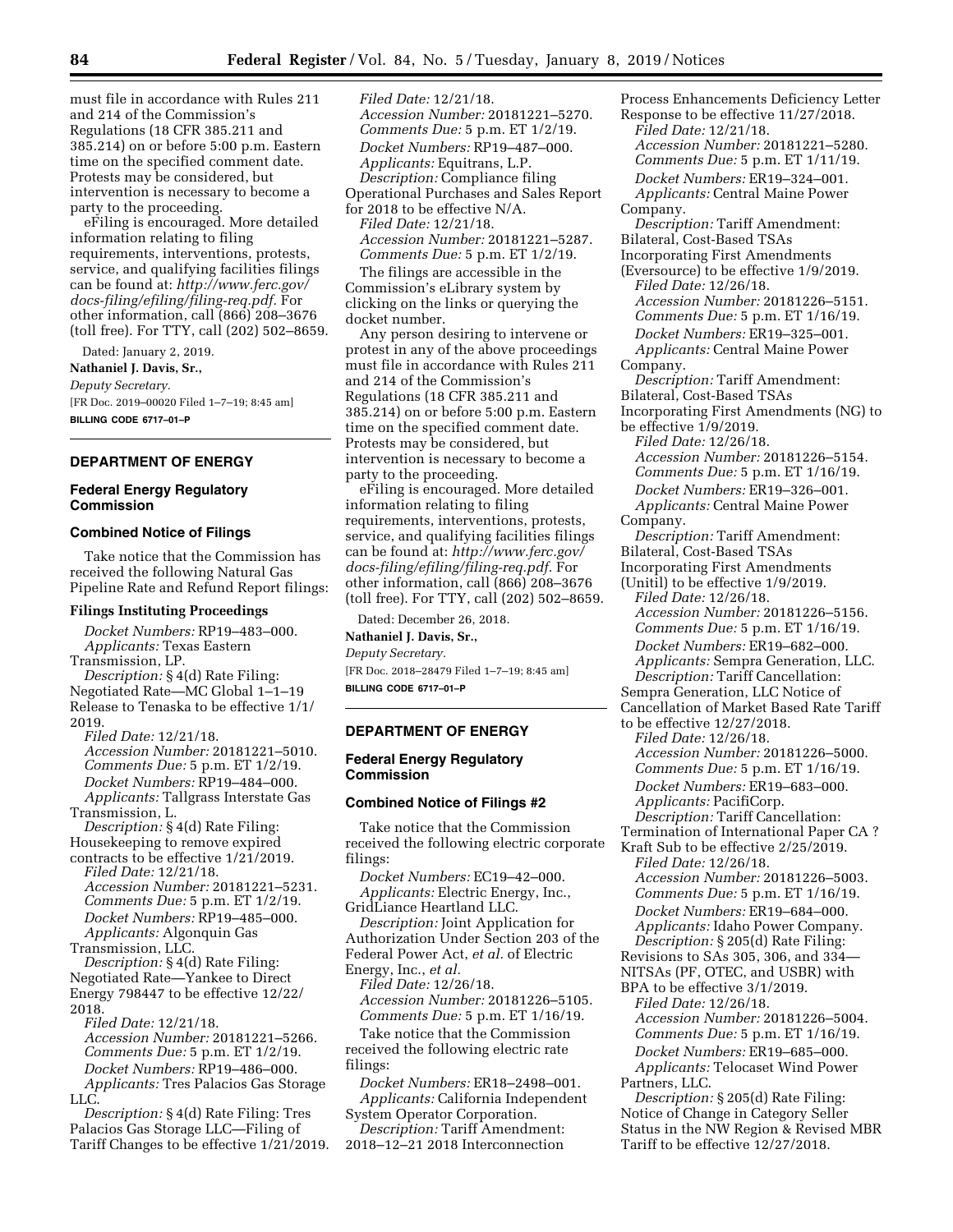must file in accordance with Rules 211 and 214 of the Commission's Regulations (18 CFR 385.211 and 385.214) on or before 5:00 p.m. Eastern time on the specified comment date. Protests may be considered, but intervention is necessary to become a party to the proceeding.

eFiling is encouraged. More detailed information relating to filing requirements, interventions, protests, service, and qualifying facilities filings can be found at: *http://www.ferc.gov/docs-filing/efiling/filing-req.pdf.* For other information, call (866) 208–3676 (toll free). For TTY, call (202) 502–8659.

Dated: January 2, 2019.

**Nathaniel J. Davis, Sr.,**

*Deputy Secretary.*

[FR Doc. 2019–00020 Filed 1–7–19; 8:45 am]

**BILLING CODE 6717–01–P**

## DEPARTMENT OF ENERGY

### Federal Energy Regulatory Commission

### Combined Notice of Filings

Take notice that the Commission has received the following Natural Gas Pipeline Rate and Refund Report filings:

#### Filings Instituting Proceedings

*Docket Numbers:* RP19–483–000.
*Applicants:* Texas Eastern Transmission, LP.
*Description:* § 4(d) Rate Filing: Negotiated Rate—MC Global 1–1–19 Release to Tenaska to be effective 1/1/2019.
*Filed Date:* 12/21/18.
*Accession Number:* 20181221–5010.
*Comments Due:* 5 p.m. ET 1/2/19.

*Docket Numbers:* RP19–484–000.
*Applicants:* Tallgrass Interstate Gas Transmission, L.
*Description:* § 4(d) Rate Filing: Housekeeping to remove expired contracts to be effective 1/21/2019.
*Filed Date:* 12/21/18.
*Accession Number:* 20181221–5231.
*Comments Due:* 5 p.m. ET 1/2/19.

*Docket Numbers:* RP19–485–000.
*Applicants:* Algonquin Gas Transmission, LLC.
*Description:* § 4(d) Rate Filing: Negotiated Rate—Yankee to Direct Energy 798447 to be effective 12/22/2018.
*Filed Date:* 12/21/18.
*Accession Number:* 20181221–5266.
*Comments Due:* 5 p.m. ET 1/2/19.

*Docket Numbers:* RP19–486–000.
*Applicants:* Tres Palacios Gas Storage LLC.
*Description:* § 4(d) Rate Filing: Tres Palacios Gas Storage LLC—Filing of Tariff Changes to be effective 1/21/2019.
*Filed Date:* 12/21/18.
*Accession Number:* 20181221–5270.
*Comments Due:* 5 p.m. ET 1/2/19.

*Docket Numbers:* RP19–487–000.
*Applicants:* Equitrans, L.P.
*Description:* Compliance filing Operational Purchases and Sales Report for 2018 to be effective N/A.
*Filed Date:* 12/21/18.
*Accession Number:* 20181221–5287.
*Comments Due:* 5 p.m. ET 1/2/19.

The filings are accessible in the Commission's eLibrary system by clicking on the links or querying the docket number.

Any person desiring to intervene or protest in any of the above proceedings must file in accordance with Rules 211 and 214 of the Commission's Regulations (18 CFR 385.211 and 385.214) on or before 5:00 p.m. Eastern time on the specified comment date. Protests may be considered, but intervention is necessary to become a party to the proceeding.

eFiling is encouraged. More detailed information relating to filing requirements, interventions, protests, service, and qualifying facilities filings can be found at: *http://www.ferc.gov/docs-filing/efiling/filing-req.pdf.* For other information, call (866) 208–3676 (toll free). For TTY, call (202) 502–8659.

Dated: December 26, 2018.

**Nathaniel J. Davis, Sr.,**

*Deputy Secretary.*

[FR Doc. 2018–28479 Filed 1–7–19; 8:45 am]

**BILLING CODE 6717–01–P**

## DEPARTMENT OF ENERGY

### Federal Energy Regulatory Commission

### Combined Notice of Filings #2

Take notice that the Commission received the following electric corporate filings:

*Docket Numbers:* EC19–42–000.
*Applicants:* Electric Energy, Inc., GridLiance Heartland LLC.
*Description:* Joint Application for Authorization Under Section 203 of the Federal Power Act, *et al.* of Electric Energy, Inc., *et al.*
*Filed Date:* 12/26/18.
*Accession Number:* 20181226–5105.
*Comments Due:* 5 p.m. ET 1/16/19.

Take notice that the Commission received the following electric rate filings:

*Docket Numbers:* ER18–2498–001.
*Applicants:* California Independent System Operator Corporation.
*Description:* Tariff Amendment: 2018–12–21 2018 Interconnection Process Enhancements Deficiency Letter Response to be effective 11/27/2018.
*Filed Date:* 12/21/18.
*Accession Number:* 20181221–5280.
*Comments Due:* 5 p.m. ET 1/11/19.

*Docket Numbers:* ER19–324–001.
*Applicants:* Central Maine Power Company.
*Description:* Tariff Amendment: Bilateral, Cost-Based TSAs Incorporating First Amendments (Eversource) to be effective 1/9/2019.
*Filed Date:* 12/26/18.
*Accession Number:* 20181226–5151.
*Comments Due:* 5 p.m. ET 1/16/19.

*Docket Numbers:* ER19–325–001.
*Applicants:* Central Maine Power Company.
*Description:* Tariff Amendment: Bilateral, Cost-Based TSAs Incorporating First Amendments (NG) to be effective 1/9/2019.
*Filed Date:* 12/26/18.
*Accession Number:* 20181226–5154.
*Comments Due:* 5 p.m. ET 1/16/19.

*Docket Numbers:* ER19–326–001.
*Applicants:* Central Maine Power Company.
*Description:* Tariff Amendment: Bilateral, Cost-Based TSAs Incorporating First Amendments (Unitil) to be effective 1/9/2019.
*Filed Date:* 12/26/18.
*Accession Number:* 20181226–5156.
*Comments Due:* 5 p.m. ET 1/16/19.

*Docket Numbers:* ER19–682–000.
*Applicants:* Sempra Generation, LLC.
*Description:* Tariff Cancellation: Sempra Generation, LLC Notice of Cancellation of Market Based Rate Tariff to be effective 12/27/2018.
*Filed Date:* 12/26/18.
*Accession Number:* 20181226–5000.
*Comments Due:* 5 p.m. ET 1/16/19.

*Docket Numbers:* ER19–683–000.
*Applicants:* PacifiCorp.
*Description:* Tariff Cancellation: Termination of International Paper CA ? Kraft Sub to be effective 2/25/2019.
*Filed Date:* 12/26/18.
*Accession Number:* 20181226–5003.
*Comments Due:* 5 p.m. ET 1/16/19.

*Docket Numbers:* ER19–684–000.
*Applicants:* Idaho Power Company.
*Description:* § 205(d) Rate Filing: Revisions to SAs 305, 306, and 334—NITSAs (PF, OTEC, and USBR) with BPA to be effective 3/1/2019.
*Filed Date:* 12/26/18.
*Accession Number:* 20181226–5004.
*Comments Due:* 5 p.m. ET 1/16/19.

*Docket Numbers:* ER19–685–000.
*Applicants:* Telocaset Wind Power Partners, LLC.
*Description:* § 205(d) Rate Filing: Notice of Change in Category Seller Status in the NW Region & Revised MBR Tariff to be effective 12/27/2018.